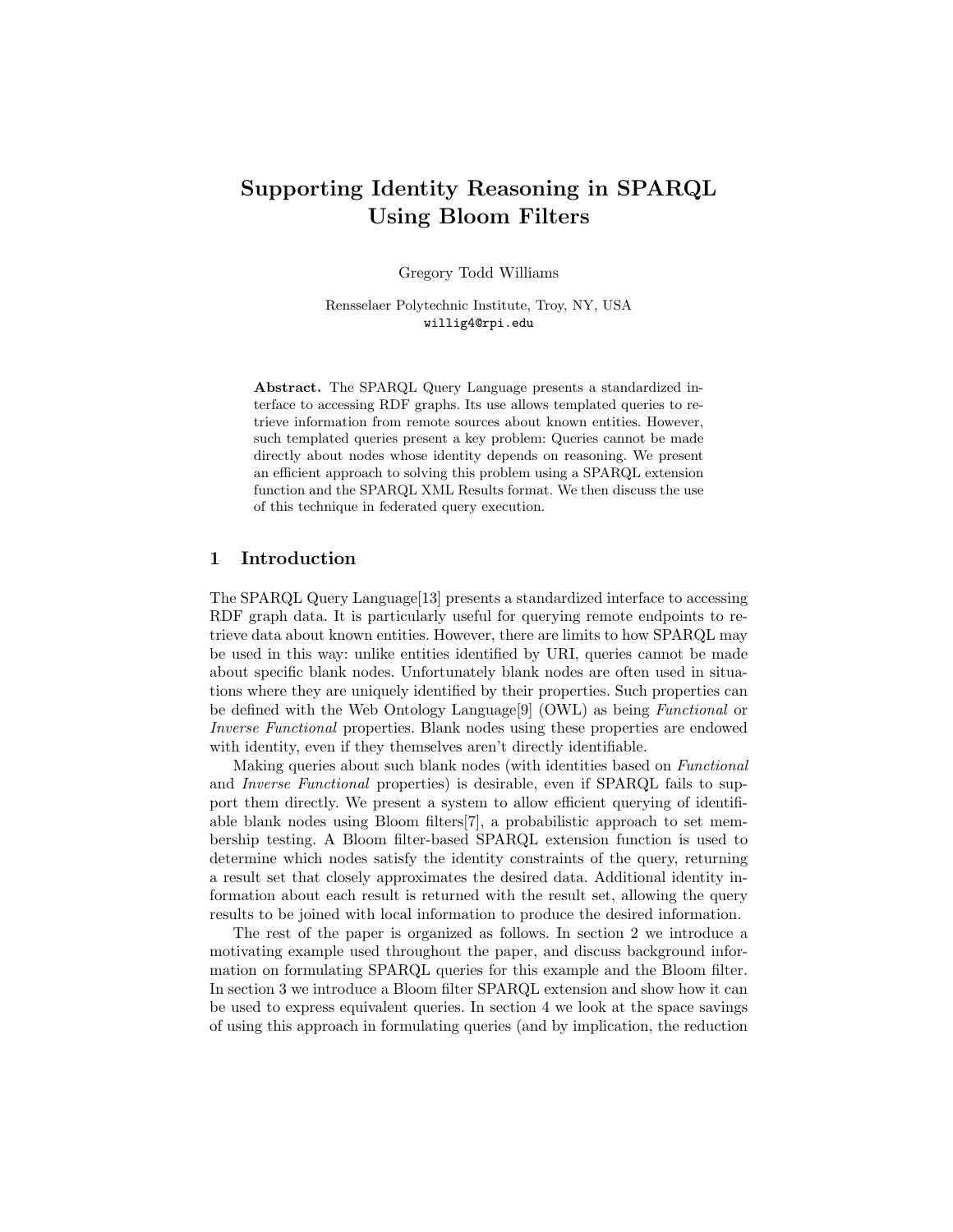# Supporting Identity Reasoning in SPARQL Using Bloom Filters

Gregory Todd Williams

Rensselaer Polytechnic Institute, Troy, NY, USA
willig4@rpi.edu

**Abstract.** The SPARQL Query Language presents a standardized interface to accessing RDF graphs. Its use allows templated queries to retrieve information from remote sources about known entities. However, such templated queries present a key problem: Queries cannot be made directly about nodes whose identity depends on reasoning. We present an efficient approach to solving this problem using a SPARQL extension function and the SPARQL XML Results format. We then discuss the use of this technique in federated query execution.

## 1 Introduction

The SPARQL Query Language[13] presents a standardized interface to accessing RDF graph data. It is particularly useful for querying remote endpoints to retrieve data about known entities. However, there are limits to how SPARQL may be used in this way: unlike entities identified by URI, queries cannot be made about specific blank nodes. Unfortunately blank nodes are often used in situations where they are uniquely identified by their properties. Such properties can be defined with the Web Ontology Language[9] (OWL) as being *Functional* or *Inverse Functional* properties. Blank nodes using these properties are endowed with identity, even if they themselves aren't directly identifiable.

Making queries about such blank nodes (with identities based on *Functional* and *Inverse Functional* properties) is desirable, even if SPARQL fails to support them directly. We present a system to allow efficient querying of identifiable blank nodes using Bloom filters[7], a probabilistic approach to set membership testing. A Bloom filter-based SPARQL extension function is used to determine which nodes satisfy the identity constraints of the query, returning a result set that closely approximates the desired data. Additional identity information about each result is returned with the result set, allowing the query results to be joined with local information to produce the desired information.

The rest of the paper is organized as follows. In section 2 we introduce a motivating example used throughout the paper, and discuss background information on formulating SPARQL queries for this example and the Bloom filter. In section 3 we introduce a Bloom filter SPARQL extension and show how it can be used to express equivalent queries. In section 4 we look at the space savings of using this approach in formulating queries (and by implication, the reduction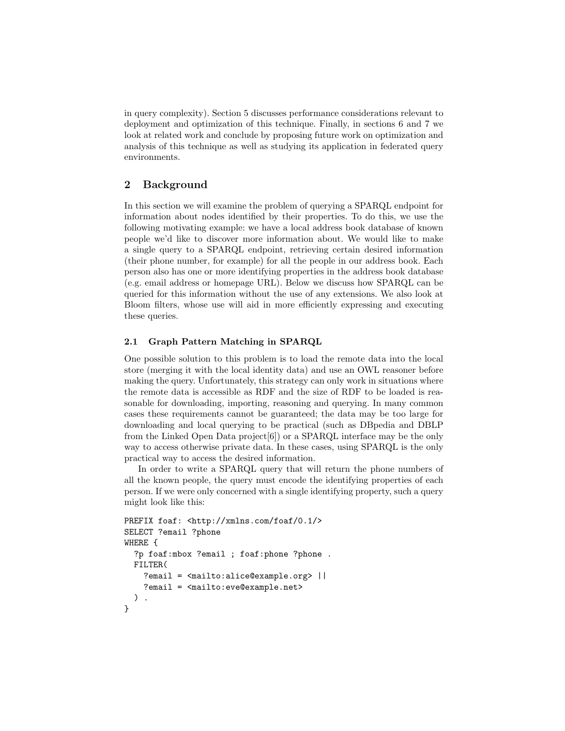in query complexity). Section 5 discusses performance considerations relevant to deployment and optimization of this technique. Finally, in sections 6 and 7 we look at related work and conclude by proposing future work on optimization and analysis of this technique as well as studying its application in federated query environments.

## 2 Background

In this section we will examine the problem of querying a SPARQL endpoint for information about nodes identified by their properties. To do this, we use the following motivating example: we have a local address book database of known people we'd like to discover more information about. We would like to make a single query to a SPARQL endpoint, retrieving certain desired information (their phone number, for example) for all the people in our address book. Each person also has one or more identifying properties in the address book database (e.g. email address or homepage URL). Below we discuss how SPARQL can be queried for this information without the use of any extensions. We also look at Bloom filters, whose use will aid in more efficiently expressing and executing these queries.

### 2.1 Graph Pattern Matching in SPARQL

One possible solution to this problem is to load the remote data into the local store (merging it with the local identity data) and use an OWL reasoner before making the query. Unfortunately, this strategy can only work in situations where the remote data is accessible as RDF and the size of RDF to be loaded is reasonable for downloading, importing, reasoning and querying. In many common cases these requirements cannot be guaranteed; the data may be too large for downloading and local querying to be practical (such as DBpedia and DBLP from the Linked Open Data project[6]) or a SPARQL interface may be the only way to access otherwise private data. In these cases, using SPARQL is the only practical way to access the desired information.

In order to write a SPARQL query that will return the phone numbers of all the known people, the query must encode the identifying properties of each person. If we were only concerned with a single identifying property, such a query might look like this:

```
PREFIX foaf: <http://xmlns.com/foaf/0.1/>
SELECT ?email ?phone
WHERE {
  ?p foaf:mbox ?email ; foaf:phone ?phone .
  FILTER(
    ?email = <mailto:alice@example.org> ||
    ?email = <mailto:eve@example.net>
  ) .
}
```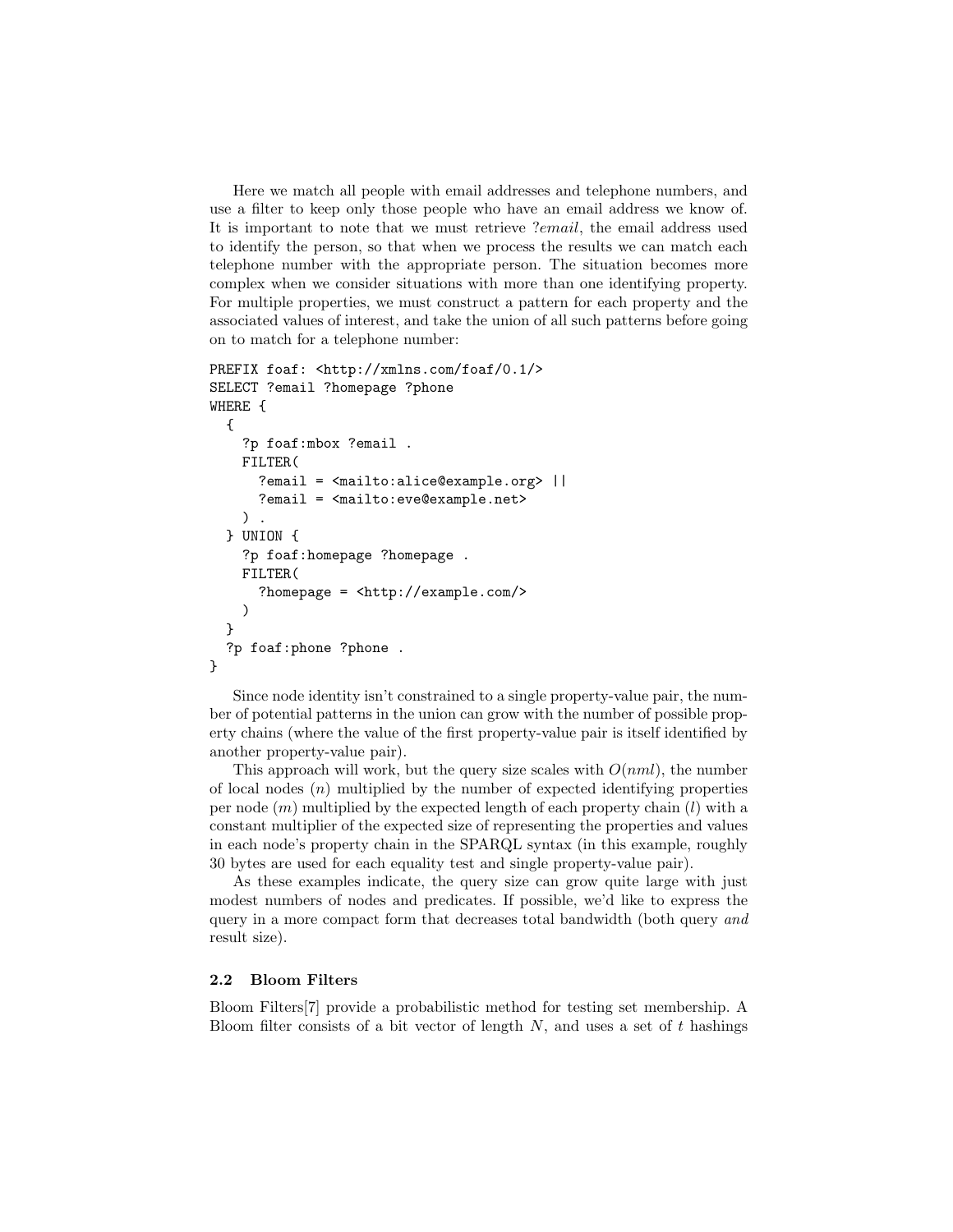Here we match all people with email addresses and telephone numbers, and use a filter to keep only those people who have an email address we know of. It is important to note that we must retrieve *?email*, the email address used to identify the person, so that when we process the results we can match each telephone number with the appropriate person. The situation becomes more complex when we consider situations with more than one identifying property. For multiple properties, we must construct a pattern for each property and the associated values of interest, and take the union of all such patterns before going on to match for a telephone number:

```
PREFIX foaf: <http://xmlns.com/foaf/0.1/>
SELECT ?email ?homepage ?phone
WHERE {
  {
    ?p foaf:mbox ?email .
    FILTER(
      ?email = <mailto:alice@example.org> ||
      ?email = <mailto:eve@example.net>
    ) .
  } UNION {
    ?p foaf:homepage ?homepage .
    FILTER(
      ?homepage = <http://example.com/>
    )
  }
  ?p foaf:phone ?phone .
}
```

Since node identity isn't constrained to a single property-value pair, the number of potential patterns in the union can grow with the number of possible property chains (where the value of the first property-value pair is itself identified by another property-value pair).

This approach will work, but the query size scales with $O(nml)$, the number of local nodes ($n$) multiplied by the number of expected identifying properties per node ($m$) multiplied by the expected length of each property chain ($l$) with a constant multiplier of the expected size of representing the properties and values in each node's property chain in the SPARQL syntax (in this example, roughly 30 bytes are used for each equality test and single property-value pair).

As these examples indicate, the query size can grow quite large with just modest numbers of nodes and predicates. If possible, we'd like to express the query in a more compact form that decreases total bandwidth (both query *and* result size).

### 2.2 Bloom Filters

Bloom Filters[7] provide a probabilistic method for testing set membership. A Bloom filter consists of a bit vector of length $N$, and uses a set of $t$ hashings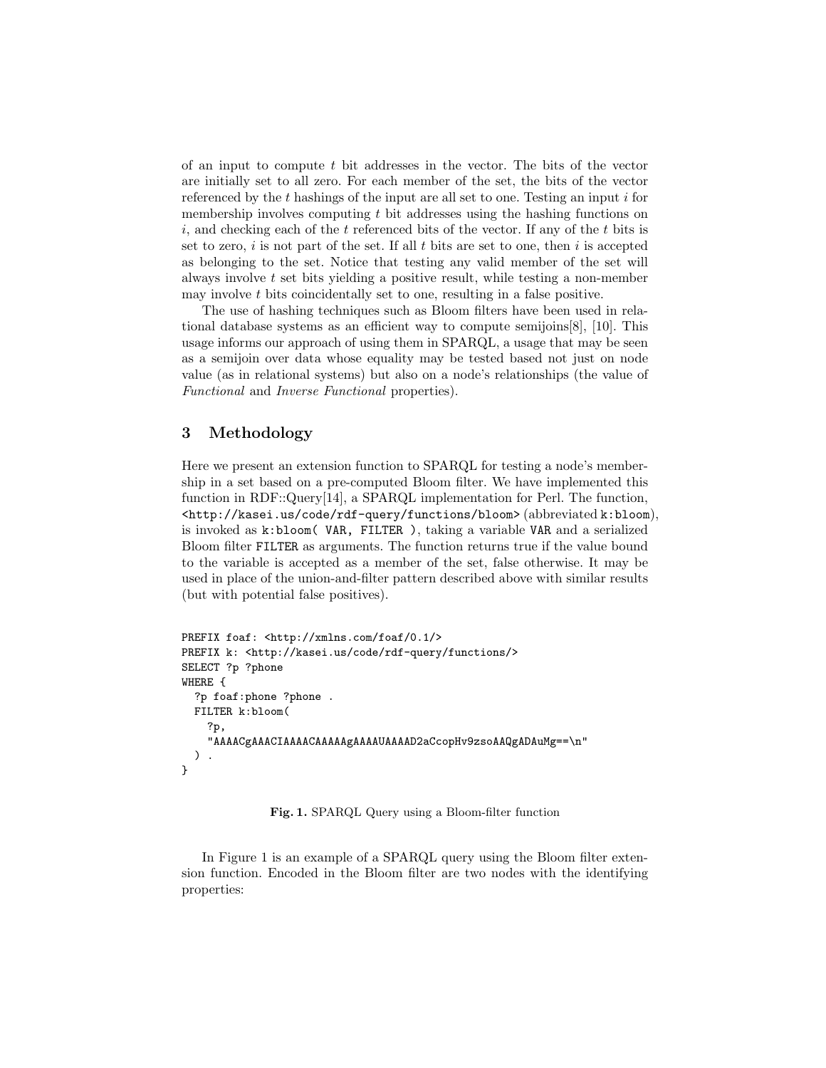of an input to compute $t$ bit addresses in the vector. The bits of the vector are initially set to all zero. For each member of the set, the bits of the vector referenced by the $t$ hashings of the input are all set to one. Testing an input $i$ for membership involves computing $t$ bit addresses using the hashing functions on $i$, and checking each of the $t$ referenced bits of the vector. If any of the $t$ bits is set to zero, $i$ is not part of the set. If all $t$ bits are set to one, then $i$ is accepted as belonging to the set. Notice that testing any valid member of the set will always involve $t$ set bits yielding a positive result, while testing a non-member may involve $t$ bits coincidentally set to one, resulting in a false positive.

The use of hashing techniques such as Bloom filters have been used in relational database systems as an efficient way to compute semijoins[8], [10]. This usage informs our approach of using them in SPARQL, a usage that may be seen as a semijoin over data whose equality may be tested based not just on node value (as in relational systems) but also on a node's relationships (the value of *Functional* and *Inverse Functional* properties).

## 3 Methodology

Here we present an extension function to SPARQL for testing a node's membership in a set based on a pre-computed Bloom filter. We have implemented this function in RDF::Query[14], a SPARQL implementation for Perl. The function, `<http://kasei.us/code/rdf-query/functions/bloom>` (abbreviated `k:bloom`), is invoked as `k:bloom( VAR, FILTER )`, taking a variable `VAR` and a serialized Bloom filter `FILTER` as arguments. The function returns true if the value bound to the variable is accepted as a member of the set, false otherwise. It may be used in place of the union-and-filter pattern described above with similar results (but with potential false positives).

```
PREFIX foaf: <http://xmlns.com/foaf/0.1/>
PREFIX k: <http://kasei.us/code/rdf-query/functions/>
SELECT ?p ?phone
WHERE {
  ?p foaf:phone ?phone .
  FILTER k:bloom(
    ?p,
    "AAAACgAAACIAAAACAAAAAgAAAAUAAAAD2aCcopHv9zsoAAQgADAuMg==\n"
  ) .
}
```

**Fig. 1.** SPARQL Query using a Bloom-filter function

In Figure 1 is an example of a SPARQL query using the Bloom filter extension function. Encoded in the Bloom filter are two nodes with the identifying properties: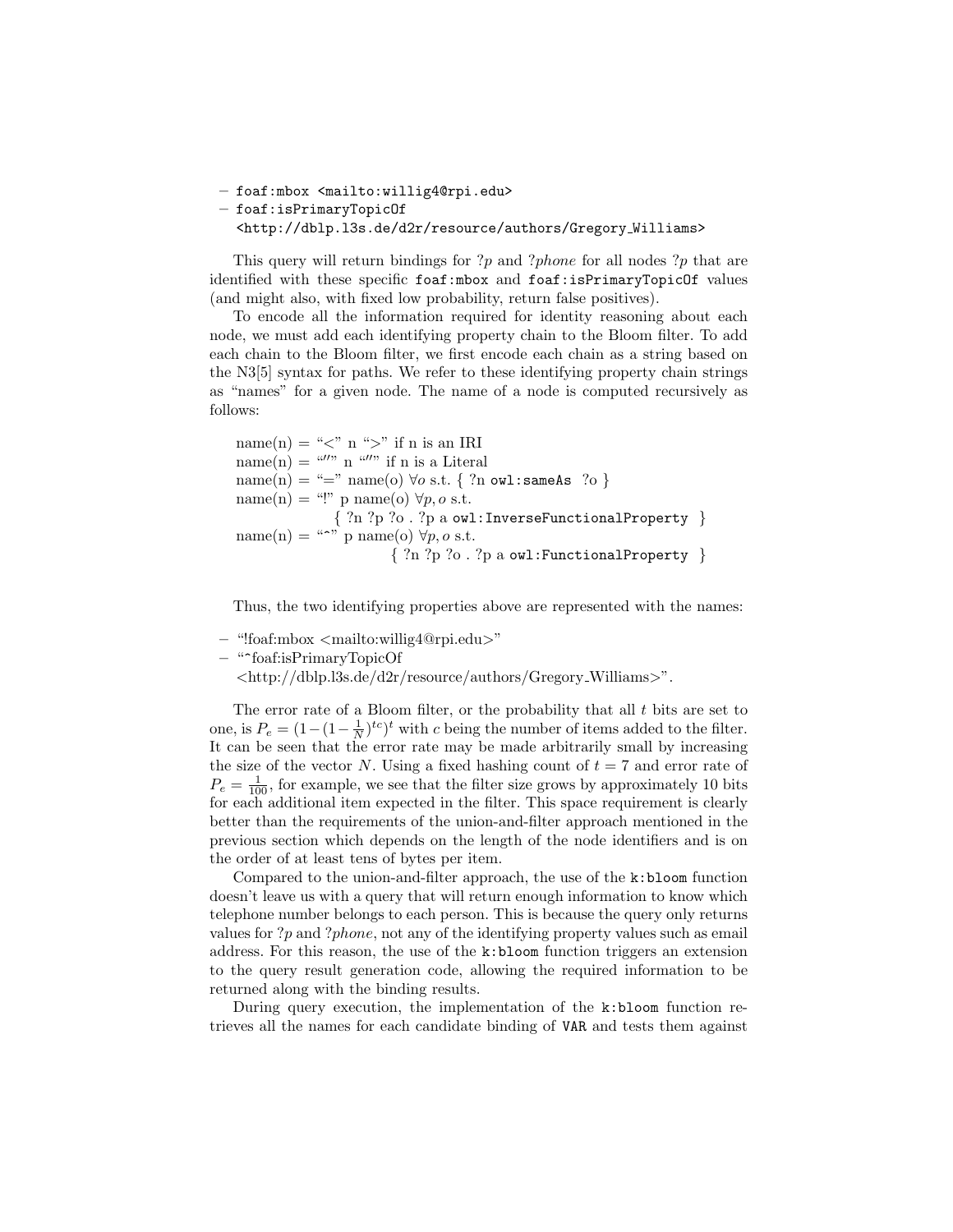– `foaf:mbox <mailto:willig4@rpi.edu>`
– `foaf:isPrimaryTopicOf` `<http://dblp.l3s.de/d2r/resource/authors/Gregory_Williams>`

This query will return bindings for ?*p* and ?*phone* for all nodes ?*p* that are identified with these specific `foaf:mbox` and `foaf:isPrimaryTopicOf` values (and might also, with fixed low probability, return false positives).

To encode all the information required for identity reasoning about each node, we must add each identifying property chain to the Bloom filter. To add each chain to the Bloom filter, we first encode each chain as a string based on the N3[5] syntax for paths. We refer to these identifying property chain strings as "names" for a given node. The name of a node is computed recursively as follows:

name(n) = "<" n ">" if n is an IRI
name(n) = """ n """ if n is a Literal
name(n) = "=" name(o) $\forall o$ s.t. { ?n `owl:sameAs` ?o }
name(n) = "!" p name(o) $\forall p, o$ s.t.
{ ?n ?p ?o . ?p a `owl:InverseFunctionalProperty` }
name(n) = "^" p name(o) $\forall p, o$ s.t.
{ ?n ?p ?o . ?p a `owl:FunctionalProperty` }

Thus, the two identifying properties above are represented with the names:

– "!foaf:mbox <mailto:willig4@rpi.edu>"
– "^foaf:isPrimaryTopicOf <http://dblp.l3s.de/d2r/resource/authors/Gregory_Williams>".

The error rate of a Bloom filter, or the probability that all $t$ bits are set to one, is $P_e = (1-(1-\frac{1}{N})^{tc})^t$ with $c$ being the number of items added to the filter. It can be seen that the error rate may be made arbitrarily small by increasing the size of the vector $N$. Using a fixed hashing count of $t = 7$ and error rate of $P_e = \frac{1}{100}$, for example, we see that the filter size grows by approximately 10 bits for each additional item expected in the filter. This space requirement is clearly better than the requirements of the union-and-filter approach mentioned in the previous section which depends on the length of the node identifiers and is on the order of at least tens of bytes per item.

Compared to the union-and-filter approach, the use of the `k:bloom` function doesn't leave us with a query that will return enough information to know which telephone number belongs to each person. This is because the query only returns values for ?*p* and ?*phone*, not any of the identifying property values such as email address. For this reason, the use of the `k:bloom` function triggers an extension to the query result generation code, allowing the required information to be returned along with the binding results.

During query execution, the implementation of the `k:bloom` function retrieves all the names for each candidate binding of `VAR` and tests them against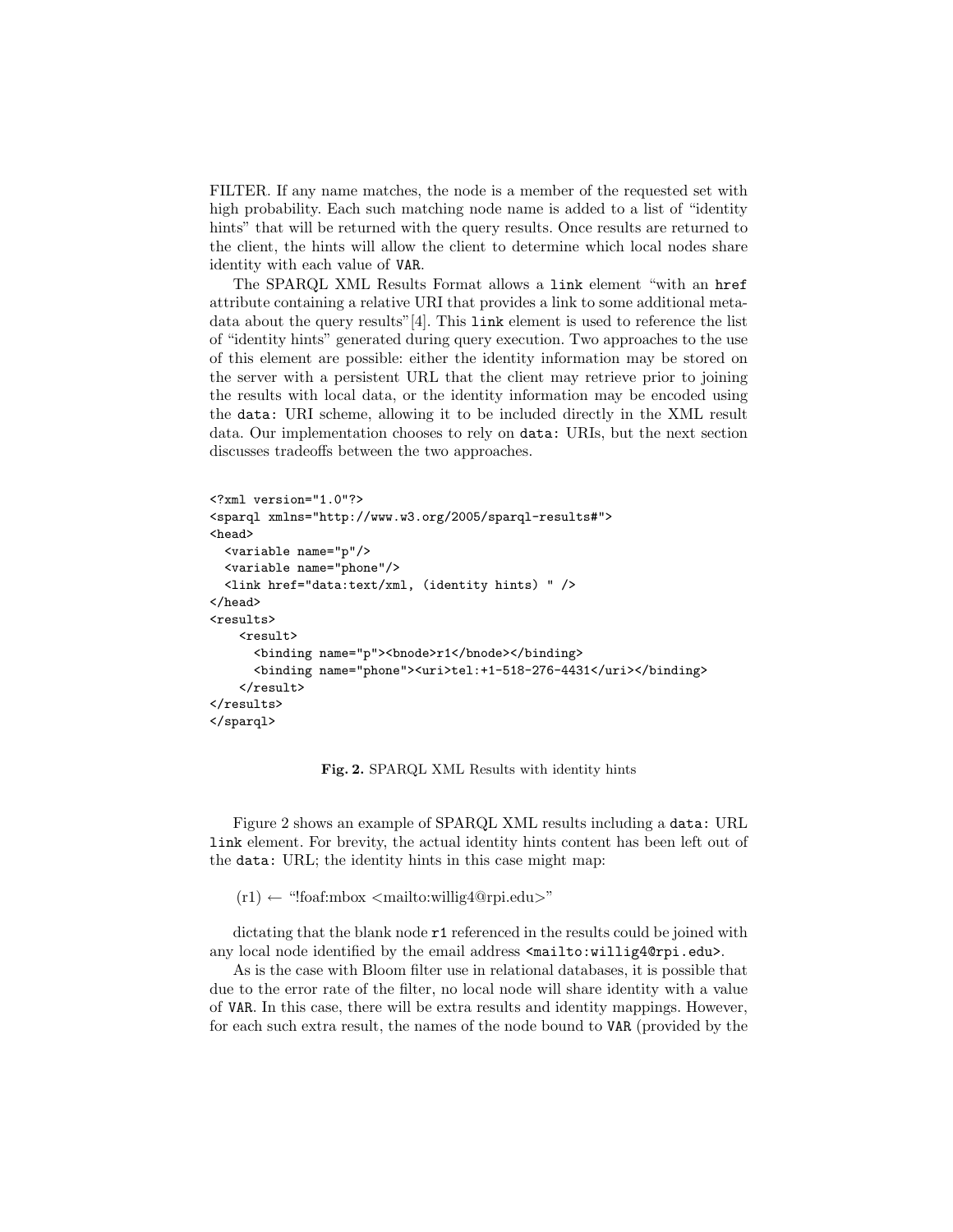FILTER. If any name matches, the node is a member of the requested set with high probability. Each such matching node name is added to a list of "identity hints" that will be returned with the query results. Once results are returned to the client, the hints will allow the client to determine which local nodes share identity with each value of `VAR`.

The SPARQL XML Results Format allows a `link` element "with an `href` attribute containing a relative URI that provides a link to some additional metadata about the query results"[4]. This `link` element is used to reference the list of "identity hints" generated during query execution. Two approaches to the use of this element are possible: either the identity information may be stored on the server with a persistent URL that the client may retrieve prior to joining the results with local data, or the identity information may be encoded using the `data:` URI scheme, allowing it to be included directly in the XML result data. Our implementation chooses to rely on `data:` URIs, but the next section discusses tradeoffs between the two approaches.

```
<?xml version="1.0"?>
<sparql xmlns="http://www.w3.org/2005/sparql-results#">
<head>
  <variable name="p"/>
  <variable name="phone"/>
  <link href="data:text/xml, (identity hints) " />
</head>
<results>
    <result>
      <binding name="p"><bnode>r1</bnode></binding>
      <binding name="phone"><uri>tel:+1-518-276-4431</uri></binding>
    </result>
</results>
</sparql>
```

**Fig. 2.** SPARQL XML Results with identity hints

Figure 2 shows an example of SPARQL XML results including a `data:` URL `link` element. For brevity, the actual identity hints content has been left out of the `data:` URL; the identity hints in this case might map:

(r1) ← "!foaf:mbox <mailto:willig4@rpi.edu>"

dictating that the blank node `r1` referenced in the results could be joined with any local node identified by the email address `<mailto:willig4@rpi.edu>`.

As is the case with Bloom filter use in relational databases, it is possible that due to the error rate of the filter, no local node will share identity with a value of `VAR`. In this case, there will be extra results and identity mappings. However, for each such extra result, the names of the node bound to `VAR` (provided by the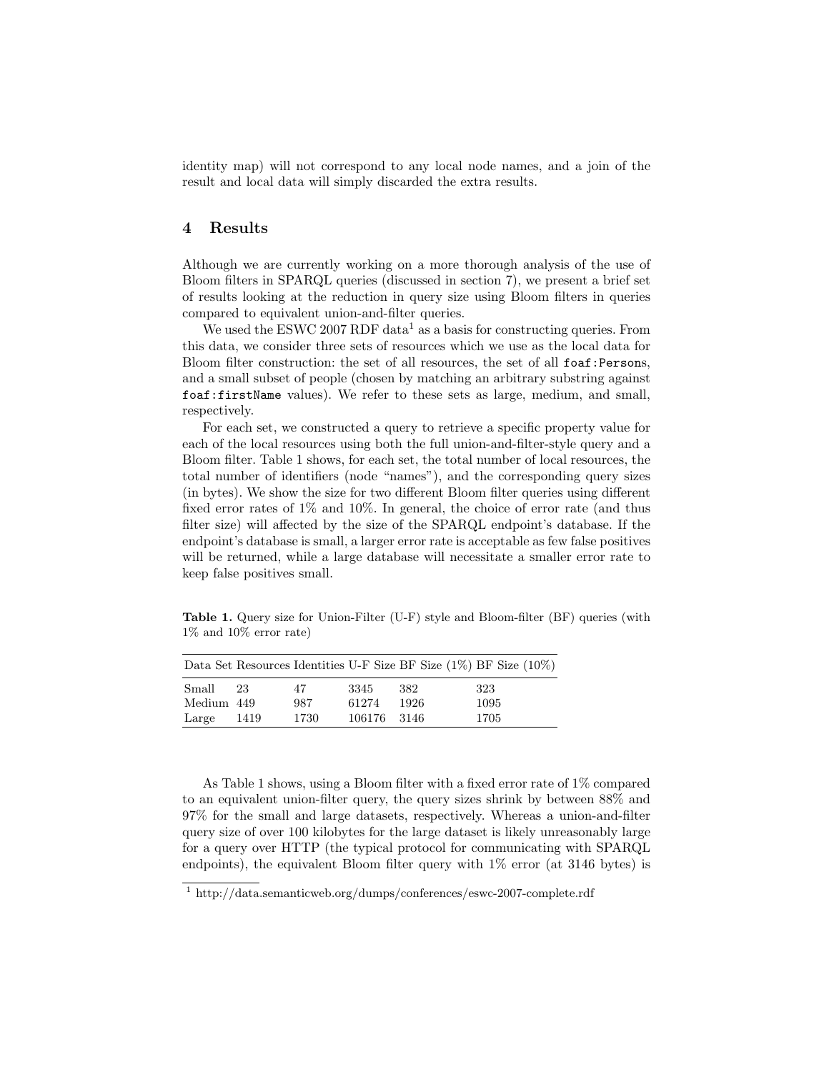identity map) will not correspond to any local node names, and a join of the result and local data will simply discarded the extra results.

## 4 Results

Although we are currently working on a more thorough analysis of the use of Bloom filters in SPARQL queries (discussed in section 7), we present a brief set of results looking at the reduction in query size using Bloom filters in queries compared to equivalent union-and-filter queries.

We used the ESWC 2007 RDF data[1] as a basis for constructing queries. From this data, we consider three sets of resources which we use as the local data for Bloom filter construction: the set of all resources, the set of all `foaf:Persons`, and a small subset of people (chosen by matching an arbitrary substring against `foaf:firstName` values). We refer to these sets as large, medium, and small, respectively.

For each set, we constructed a query to retrieve a specific property value for each of the local resources using both the full union-and-filter-style query and a Bloom filter. Table 1 shows, for each set, the total number of local resources, the total number of identifiers (node "names"), and the corresponding query sizes (in bytes). We show the size for two different Bloom filter queries using different fixed error rates of 1% and 10%. In general, the choice of error rate (and thus filter size) will affected by the size of the SPARQL endpoint's database. If the endpoint's database is small, a larger error rate is acceptable as few false positives will be returned, while a large database will necessitate a smaller error rate to keep false positives small.

**Table 1.** Query size for Union-Filter (U-F) style and Bloom-filter (BF) queries (with 1% and 10% error rate)

| Data Set | Resources | Identities | U-F Size | BF Size (1%) | BF Size (10%) |
|---|---|---|---|---|---|
| Small | 23 | 47 | 3345 | 382 | 323 |
| Medium | 449 | 987 | 61274 | 1926 | 1095 |
| Large | 1419 | 1730 | 106176 | 3146 | 1705 |

As Table 1 shows, using a Bloom filter with a fixed error rate of 1% compared to an equivalent union-filter query, the query sizes shrink by between 88% and 97% for the small and large datasets, respectively. Whereas a union-and-filter query size of over 100 kilobytes for the large dataset is likely unreasonably large for a query over HTTP (the typical protocol for communicating with SPARQL endpoints), the equivalent Bloom filter query with 1% error (at 3146 bytes) is

[1] http://data.semanticweb.org/dumps/conferences/eswc-2007-complete.rdf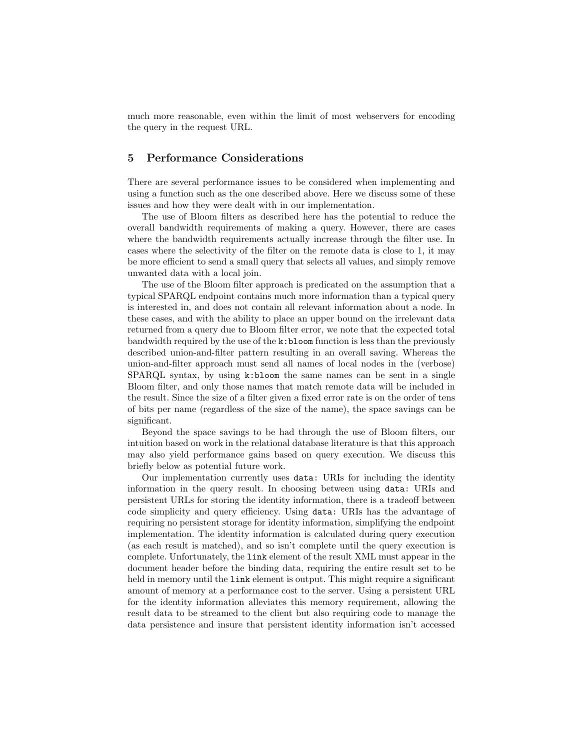much more reasonable, even within the limit of most webservers for encoding the query in the request URL.

## 5 Performance Considerations

There are several performance issues to be considered when implementing and using a function such as the one described above. Here we discuss some of these issues and how they were dealt with in our implementation.

The use of Bloom filters as described here has the potential to reduce the overall bandwidth requirements of making a query. However, there are cases where the bandwidth requirements actually increase through the filter use. In cases where the selectivity of the filter on the remote data is close to 1, it may be more efficient to send a small query that selects all values, and simply remove unwanted data with a local join.

The use of the Bloom filter approach is predicated on the assumption that a typical SPARQL endpoint contains much more information than a typical query is interested in, and does not contain all relevant information about a node. In these cases, and with the ability to place an upper bound on the irrelevant data returned from a query due to Bloom filter error, we note that the expected total bandwidth required by the use of the `k:bloom` function is less than the previously described union-and-filter pattern resulting in an overall saving. Whereas the union-and-filter approach must send all names of local nodes in the (verbose) SPARQL syntax, by using `k:bloom` the same names can be sent in a single Bloom filter, and only those names that match remote data will be included in the result. Since the size of a filter given a fixed error rate is on the order of tens of bits per name (regardless of the size of the name), the space savings can be significant.

Beyond the space savings to be had through the use of Bloom filters, our intuition based on work in the relational database literature is that this approach may also yield performance gains based on query execution. We discuss this briefly below as potential future work.

Our implementation currently uses `data:` URIs for including the identity information in the query result. In choosing between using `data:` URIs and persistent URLs for storing the identity information, there is a tradeoff between code simplicity and query efficiency. Using `data:` URIs has the advantage of requiring no persistent storage for identity information, simplifying the endpoint implementation. The identity information is calculated during query execution (as each result is matched), and so isn't complete until the query execution is complete. Unfortunately, the `link` element of the result XML must appear in the document header before the binding data, requiring the entire result set to be held in memory until the `link` element is output. This might require a significant amount of memory at a performance cost to the server. Using a persistent URL for the identity information alleviates this memory requirement, allowing the result data to be streamed to the client but also requiring code to manage the data persistence and insure that persistent identity information isn't accessed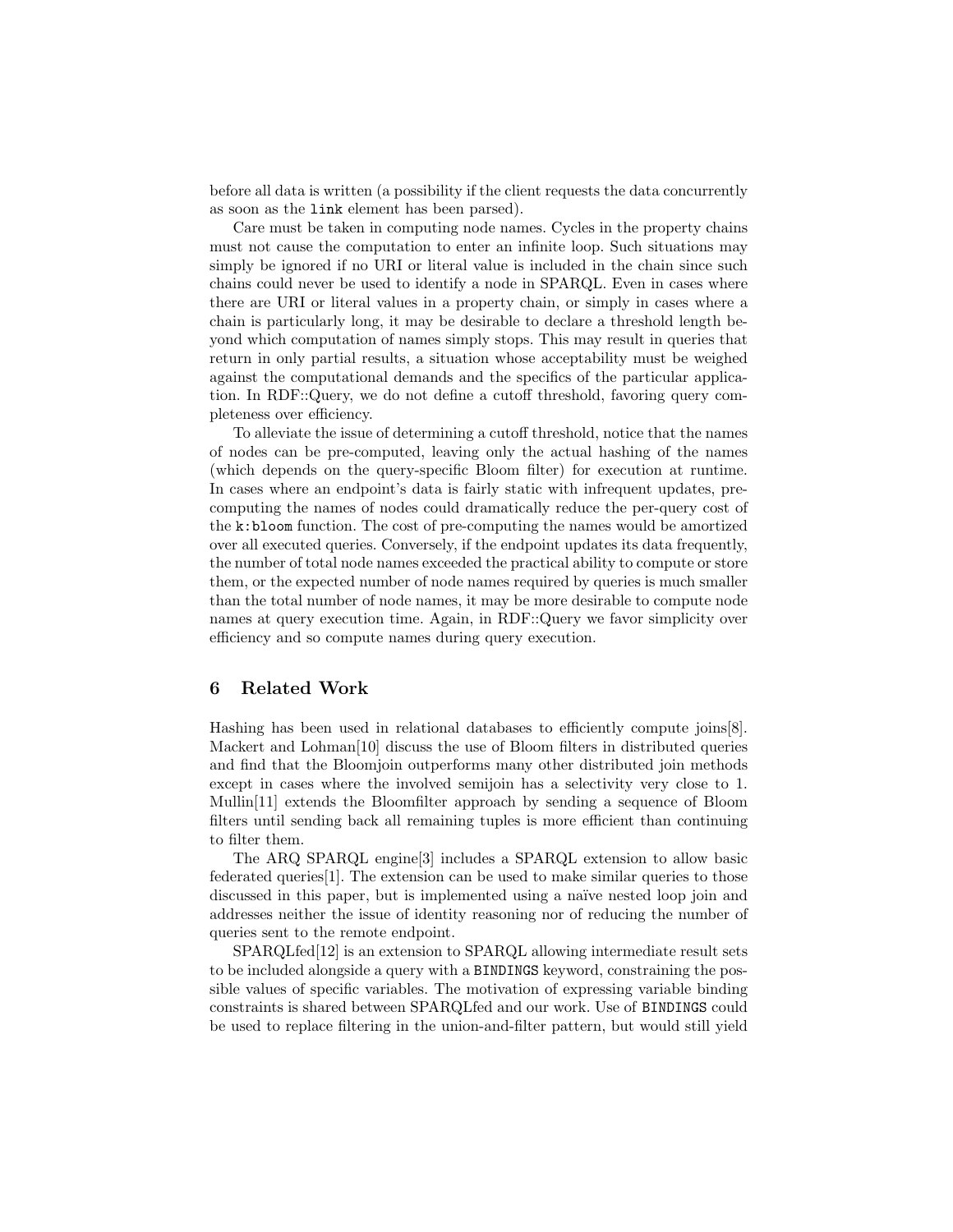before all data is written (a possibility if the client requests the data concurrently as soon as the `link` element has been parsed).

Care must be taken in computing node names. Cycles in the property chains must not cause the computation to enter an infinite loop. Such situations may simply be ignored if no URI or literal value is included in the chain since such chains could never be used to identify a node in SPARQL. Even in cases where there are URI or literal values in a property chain, or simply in cases where a chain is particularly long, it may be desirable to declare a threshold length beyond which computation of names simply stops. This may result in queries that return in only partial results, a situation whose acceptability must be weighed against the computational demands and the specifics of the particular application. In RDF::Query, we do not define a cutoff threshold, favoring query completeness over efficiency.

To alleviate the issue of determining a cutoff threshold, notice that the names of nodes can be pre-computed, leaving only the actual hashing of the names (which depends on the query-specific Bloom filter) for execution at runtime. In cases where an endpoint's data is fairly static with infrequent updates, pre-computing the names of nodes could dramatically reduce the per-query cost of the `k:bloom` function. The cost of pre-computing the names would be amortized over all executed queries. Conversely, if the endpoint updates its data frequently, the number of total node names exceeded the practical ability to compute or store them, or the expected number of node names required by queries is much smaller than the total number of node names, it may be more desirable to compute node names at query execution time. Again, in RDF::Query we favor simplicity over efficiency and so compute names during query execution.

## 6 Related Work

Hashing has been used in relational databases to efficiently compute joins[8]. Mackert and Lohman[10] discuss the use of Bloom filters in distributed queries and find that the Bloomjoin outperforms many other distributed join methods except in cases where the involved semijoin has a selectivity very close to 1. Mullin[11] extends the Bloomfilter approach by sending a sequence of Bloom filters until sending back all remaining tuples is more efficient than continuing to filter them.

The ARQ SPARQL engine[3] includes a SPARQL extension to allow basic federated queries[1]. The extension can be used to make similar queries to those discussed in this paper, but is implemented using a naïve nested loop join and addresses neither the issue of identity reasoning nor of reducing the number of queries sent to the remote endpoint.

SPARQLfed[12] is an extension to SPARQL allowing intermediate result sets to be included alongside a query with a `BINDINGS` keyword, constraining the possible values of specific variables. The motivation of expressing variable binding constraints is shared between SPARQLfed and our work. Use of `BINDINGS` could be used to replace filtering in the union-and-filter pattern, but would still yield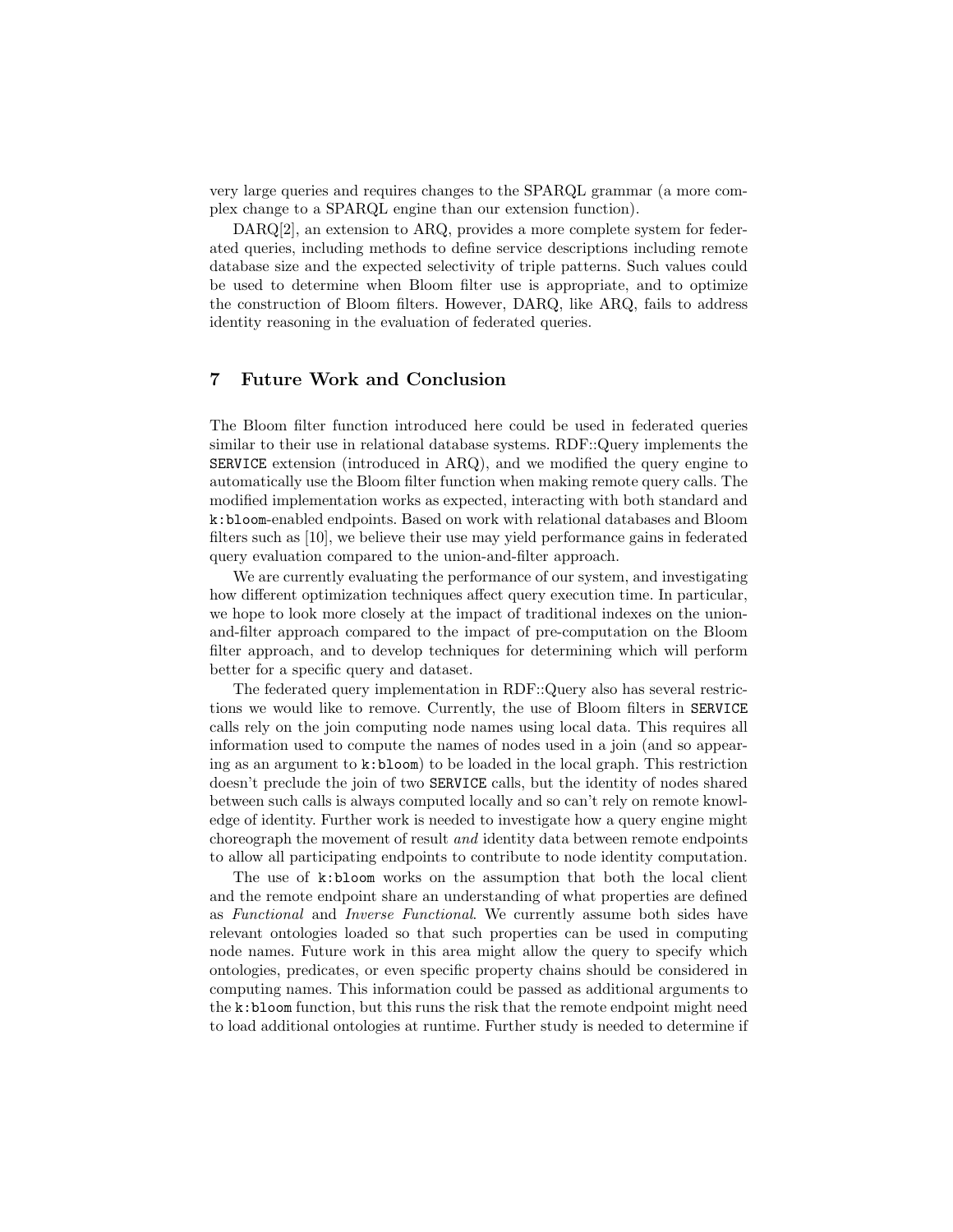very large queries and requires changes to the SPARQL grammar (a more complex change to a SPARQL engine than our extension function).

DARQ[2], an extension to ARQ, provides a more complete system for federated queries, including methods to define service descriptions including remote database size and the expected selectivity of triple patterns. Such values could be used to determine when Bloom filter use is appropriate, and to optimize the construction of Bloom filters. However, DARQ, like ARQ, fails to address identity reasoning in the evaluation of federated queries.

## 7 Future Work and Conclusion

The Bloom filter function introduced here could be used in federated queries similar to their use in relational database systems. RDF::Query implements the `SERVICE` extension (introduced in ARQ), and we modified the query engine to automatically use the Bloom filter function when making remote query calls. The modified implementation works as expected, interacting with both standard and `k:bloom`-enabled endpoints. Based on work with relational databases and Bloom filters such as [10], we believe their use may yield performance gains in federated query evaluation compared to the union-and-filter approach.

We are currently evaluating the performance of our system, and investigating how different optimization techniques affect query execution time. In particular, we hope to look more closely at the impact of traditional indexes on the union-and-filter approach compared to the impact of pre-computation on the Bloom filter approach, and to develop techniques for determining which will perform better for a specific query and dataset.

The federated query implementation in RDF::Query also has several restrictions we would like to remove. Currently, the use of Bloom filters in `SERVICE` calls rely on the join computing node names using local data. This requires all information used to compute the names of nodes used in a join (and so appearing as an argument to `k:bloom`) to be loaded in the local graph. This restriction doesn't preclude the join of two `SERVICE` calls, but the identity of nodes shared between such calls is always computed locally and so can't rely on remote knowledge of identity. Further work is needed to investigate how a query engine might choreograph the movement of result *and* identity data between remote endpoints to allow all participating endpoints to contribute to node identity computation.

The use of `k:bloom` works on the assumption that both the local client and the remote endpoint share an understanding of what properties are defined as *Functional* and *Inverse Functional*. We currently assume both sides have relevant ontologies loaded so that such properties can be used in computing node names. Future work in this area might allow the query to specify which ontologies, predicates, or even specific property chains should be considered in computing names. This information could be passed as additional arguments to the `k:bloom` function, but this runs the risk that the remote endpoint might need to load additional ontologies at runtime. Further study is needed to determine if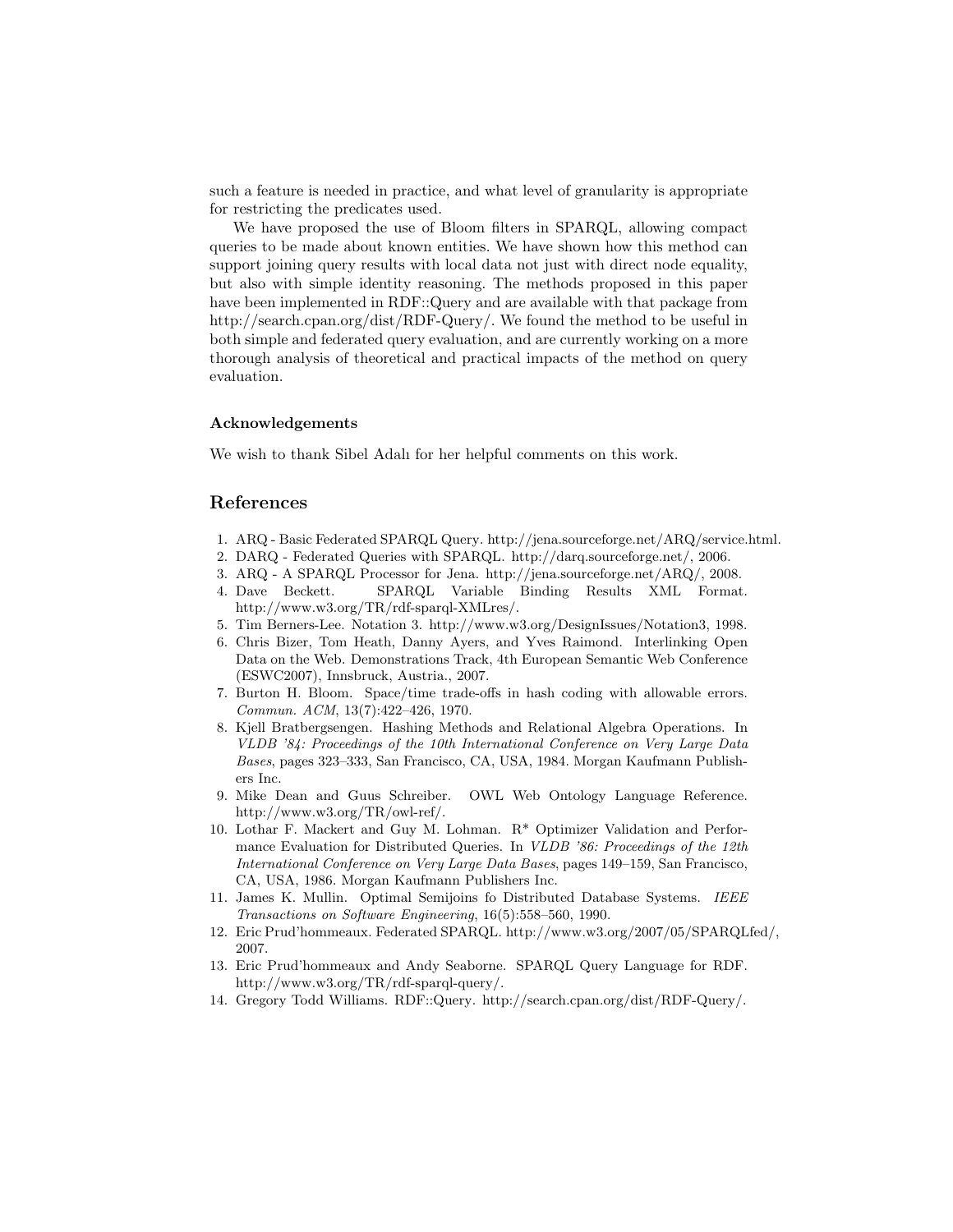such a feature is needed in practice, and what level of granularity is appropriate for restricting the predicates used.

We have proposed the use of Bloom filters in SPARQL, allowing compact queries to be made about known entities. We have shown how this method can support joining query results with local data not just with direct node equality, but also with simple identity reasoning. The methods proposed in this paper have been implemented in RDF::Query and are available with that package from http://search.cpan.org/dist/RDF-Query/. We found the method to be useful in both simple and federated query evaluation, and are currently working on a more thorough analysis of theoretical and practical impacts of the method on query evaluation.

### Acknowledgements

We wish to thank Sibel Adalı for her helpful comments on this work.

## References

1. ARQ - Basic Federated SPARQL Query. http://jena.sourceforge.net/ARQ/service.html.
2. DARQ - Federated Queries with SPARQL. http://darq.sourceforge.net/, 2006.
3. ARQ - A SPARQL Processor for Jena. http://jena.sourceforge.net/ARQ/, 2008.
4. Dave Beckett. SPARQL Variable Binding Results XML Format. http://www.w3.org/TR/rdf-sparql-XMLres/.
5. Tim Berners-Lee. Notation 3. http://www.w3.org/DesignIssues/Notation3, 1998.
6. Chris Bizer, Tom Heath, Danny Ayers, and Yves Raimond. Interlinking Open Data on the Web. Demonstrations Track, 4th European Semantic Web Conference (ESWC2007), Innsbruck, Austria., 2007.
7. Burton H. Bloom. Space/time trade-offs in hash coding with allowable errors. *Commun. ACM*, 13(7):422–426, 1970.
8. Kjell Bratbergsengen. Hashing Methods and Relational Algebra Operations. In *VLDB '84: Proceedings of the 10th International Conference on Very Large Data Bases*, pages 323–333, San Francisco, CA, USA, 1984. Morgan Kaufmann Publishers Inc.
9. Mike Dean and Guus Schreiber. OWL Web Ontology Language Reference. http://www.w3.org/TR/owl-ref/.
10. Lothar F. Mackert and Guy M. Lohman. R* Optimizer Validation and Performance Evaluation for Distributed Queries. In *VLDB '86: Proceedings of the 12th International Conference on Very Large Data Bases*, pages 149–159, San Francisco, CA, USA, 1986. Morgan Kaufmann Publishers Inc.
11. James K. Mullin. Optimal Semijoins fo Distributed Database Systems. *IEEE Transactions on Software Engineering*, 16(5):558–560, 1990.
12. Eric Prud'hommeaux. Federated SPARQL. http://www.w3.org/2007/05/SPARQLfed/, 2007.
13. Eric Prud'hommeaux and Andy Seaborne. SPARQL Query Language for RDF. http://www.w3.org/TR/rdf-sparql-query/.
14. Gregory Todd Williams. RDF::Query. http://search.cpan.org/dist/RDF-Query/.